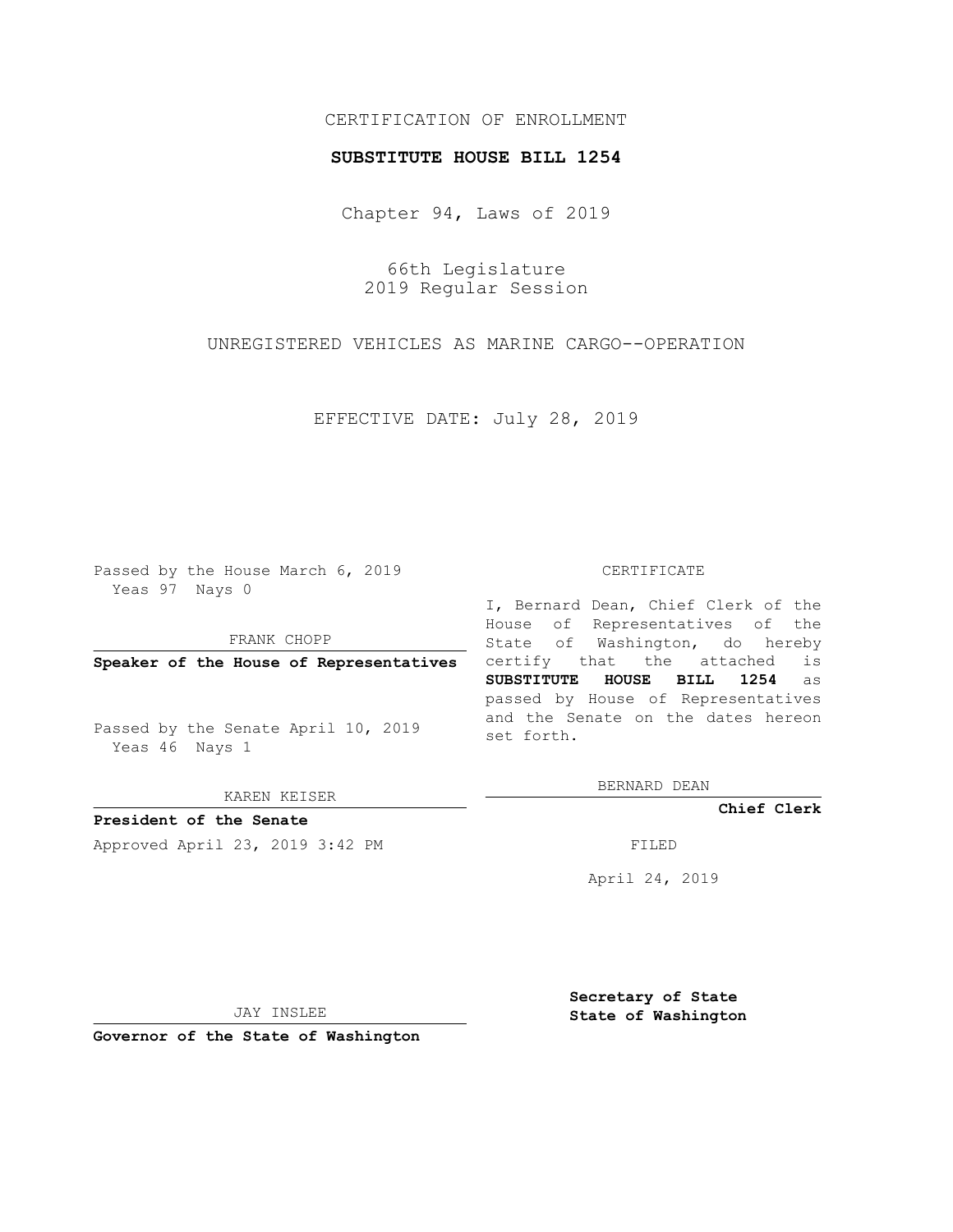CERTIFICATION OF ENROLLMENT

**SUBSTITUTE HOUSE BILL 1254**

Chapter 94, Laws of 2019

66th Legislature
2019 Regular Session

UNREGISTERED VEHICLES AS MARINE CARGO--OPERATION

EFFECTIVE DATE: July 28, 2019

Passed by the House March 6, 2019
Yeas 97 Nays 0

FRANK CHOPP

**Speaker of the House of Representatives**

Passed by the Senate April 10, 2019
Yeas 46 Nays 1

KAREN KEISER

**President of the Senate**

Approved April 23, 2019 3:42 PM

JAY INSLEE

**Governor of the State of Washington**

CERTIFICATE

I, Bernard Dean, Chief Clerk of the House of Representatives of the State of Washington, do hereby certify that the attached is **SUBSTITUTE HOUSE BILL 1254** as passed by House of Representatives and the Senate on the dates hereon set forth.

BERNARD DEAN

**Chief Clerk**

FILED

April 24, 2019

**Secretary of State**
**State of Washington**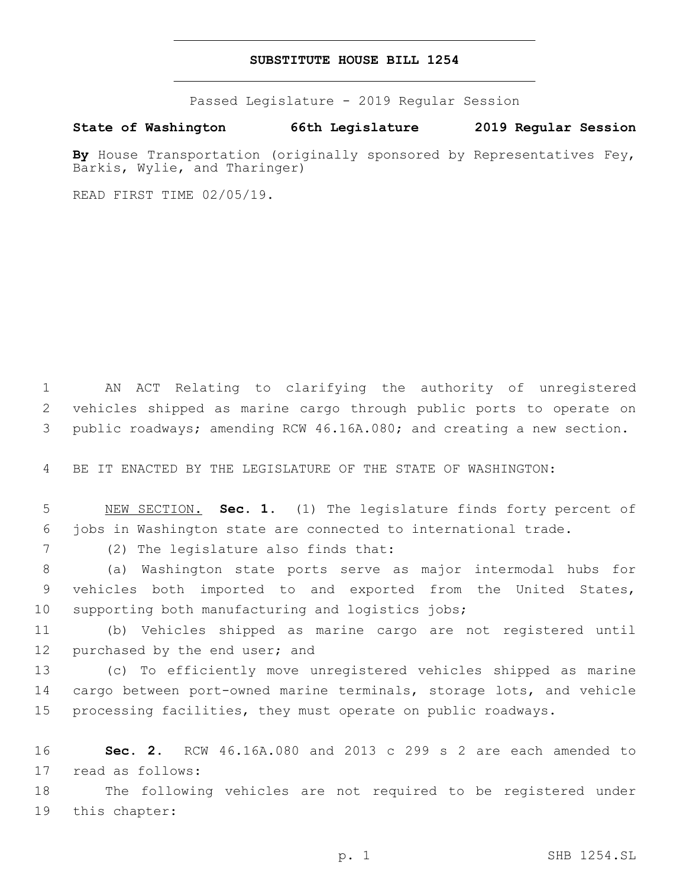# SUBSTITUTE HOUSE BILL 1254

Passed Legislature - 2019 Regular Session

**State of Washington 66th Legislature 2019 Regular Session**

**By** House Transportation (originally sponsored by Representatives Fey, Barkis, Wylie, and Tharinger)

READ FIRST TIME 02/05/19.

1 AN ACT Relating to clarifying the authority of unregistered
2 vehicles shipped as marine cargo through public ports to operate on
3 public roadways; amending RCW 46.16A.080; and creating a new section.

4 BE IT ENACTED BY THE LEGISLATURE OF THE STATE OF WASHINGTON:

5 NEW SECTION. **Sec. 1.** (1) The legislature finds forty percent of
6 jobs in Washington state are connected to international trade.

7 (2) The legislature also finds that:

8 (a) Washington state ports serve as major intermodal hubs for
9 vehicles both imported to and exported from the United States,
10 supporting both manufacturing and logistics jobs;

11 (b) Vehicles shipped as marine cargo are not registered until
12 purchased by the end user; and

13 (c) To efficiently move unregistered vehicles shipped as marine
14 cargo between port-owned marine terminals, storage lots, and vehicle
15 processing facilities, they must operate on public roadways.

16 **Sec. 2.** RCW 46.16A.080 and 2013 c 299 s 2 are each amended to
17 read as follows:

18 The following vehicles are not required to be registered under
19 this chapter: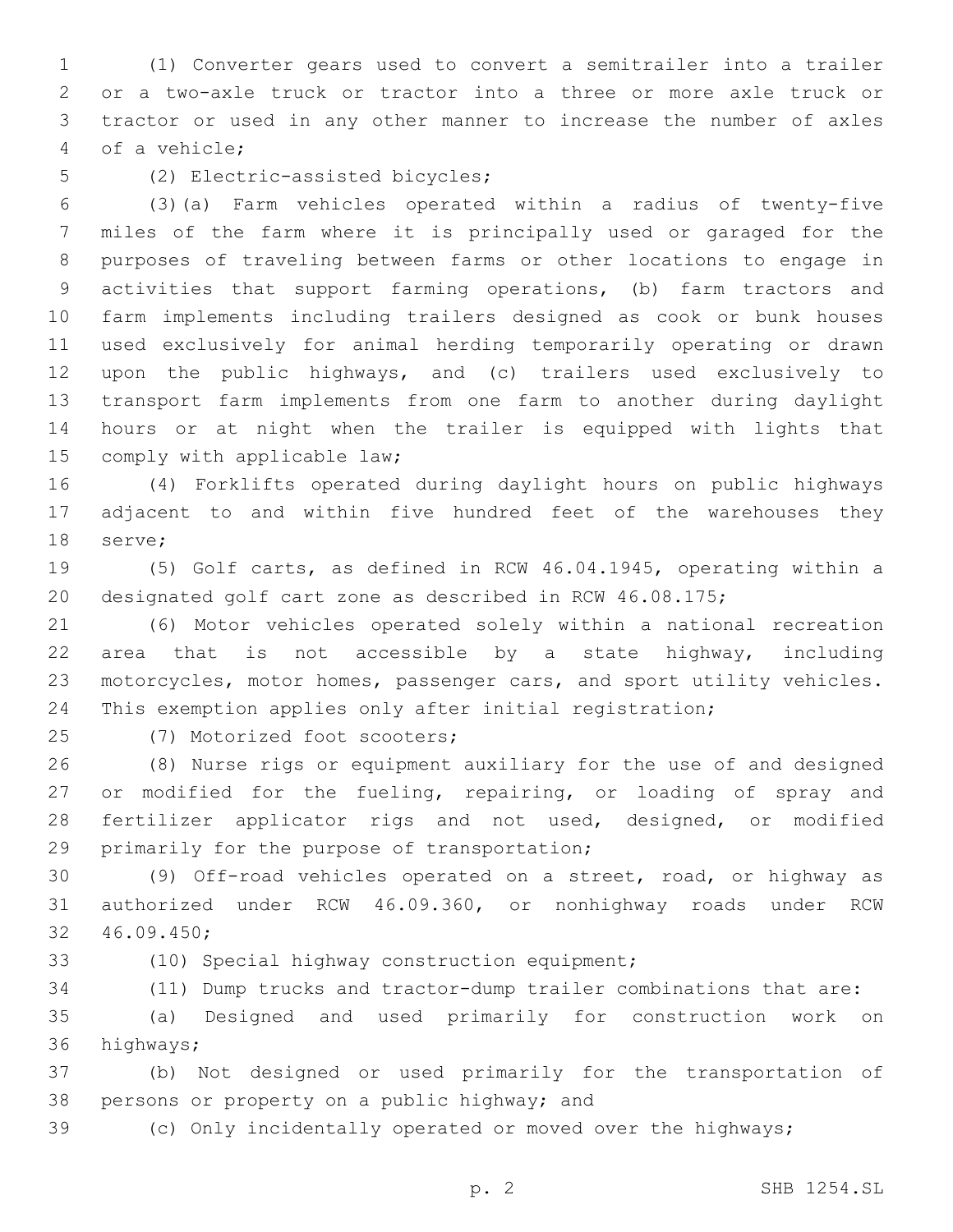(1) Converter gears used to convert a semitrailer into a trailer or a two-axle truck or tractor into a three or more axle truck or tractor or used in any other manner to increase the number of axles of a vehicle;

(2) Electric-assisted bicycles;

(3)(a) Farm vehicles operated within a radius of twenty-five miles of the farm where it is principally used or garaged for the purposes of traveling between farms or other locations to engage in activities that support farming operations, (b) farm tractors and farm implements including trailers designed as cook or bunk houses used exclusively for animal herding temporarily operating or drawn upon the public highways, and (c) trailers used exclusively to transport farm implements from one farm to another during daylight hours or at night when the trailer is equipped with lights that comply with applicable law;

(4) Forklifts operated during daylight hours on public highways adjacent to and within five hundred feet of the warehouses they serve;

(5) Golf carts, as defined in RCW 46.04.1945, operating within a designated golf cart zone as described in RCW 46.08.175;

(6) Motor vehicles operated solely within a national recreation area that is not accessible by a state highway, including motorcycles, motor homes, passenger cars, and sport utility vehicles. This exemption applies only after initial registration;

(7) Motorized foot scooters;

(8) Nurse rigs or equipment auxiliary for the use of and designed or modified for the fueling, repairing, or loading of spray and fertilizer applicator rigs and not used, designed, or modified primarily for the purpose of transportation;

(9) Off-road vehicles operated on a street, road, or highway as authorized under RCW 46.09.360, or nonhighway roads under RCW 46.09.450;

(10) Special highway construction equipment;

(11) Dump trucks and tractor-dump trailer combinations that are:

(a) Designed and used primarily for construction work on highways;

(b) Not designed or used primarily for the transportation of persons or property on a public highway; and

(c) Only incidentally operated or moved over the highways;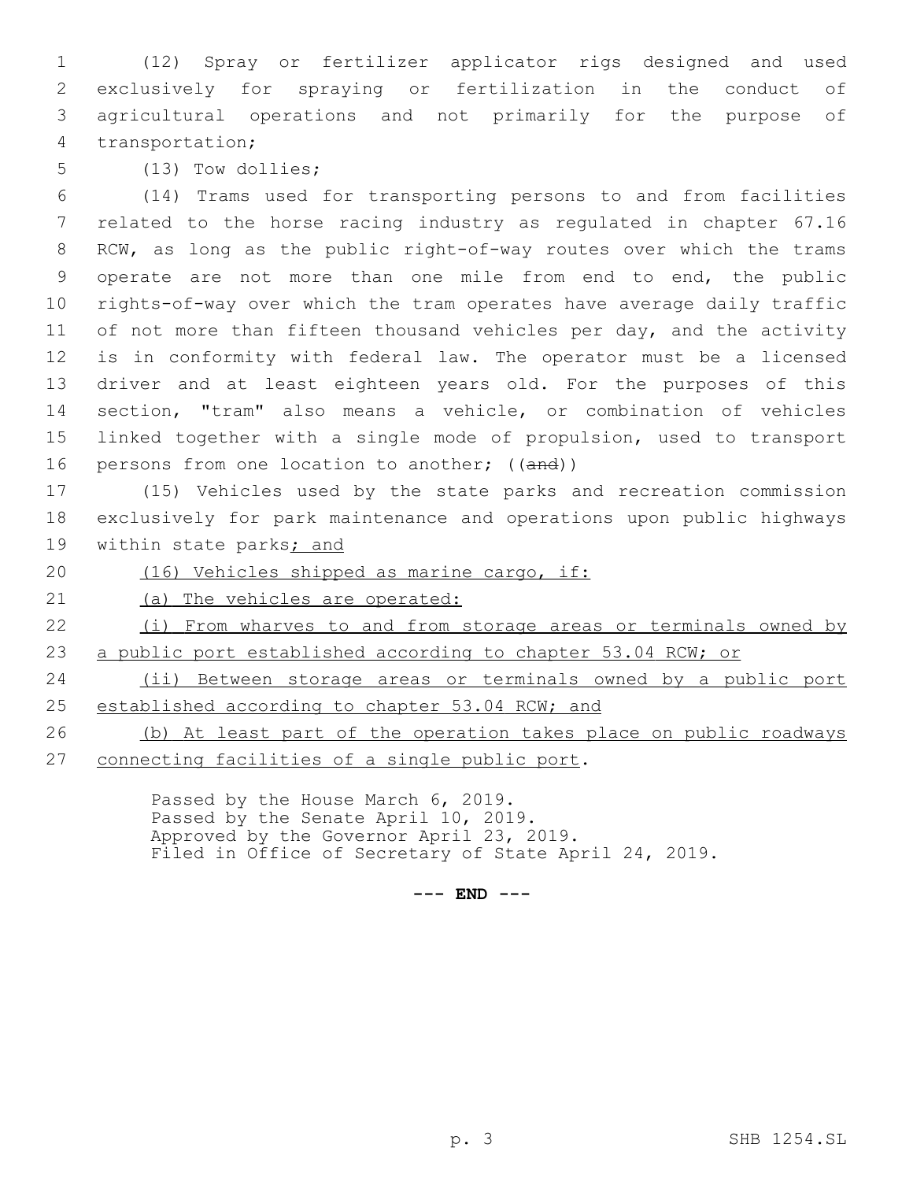(12) Spray or fertilizer applicator rigs designed and used exclusively for spraying or fertilization in the conduct of agricultural operations and not primarily for the purpose of transportation;

(13) Tow dollies;

(14) Trams used for transporting persons to and from facilities related to the horse racing industry as regulated in chapter 67.16 RCW, as long as the public right-of-way routes over which the trams operate are not more than one mile from end to end, the public rights-of-way over which the tram operates have average daily traffic of not more than fifteen thousand vehicles per day, and the activity is in conformity with federal law. The operator must be a licensed driver and at least eighteen years old. For the purposes of this section, "tram" also means a vehicle, or combination of vehicles linked together with a single mode of propulsion, used to transport persons from one location to another; ((~~and~~))

(15) Vehicles used by the state parks and recreation commission exclusively for park maintenance and operations upon public highways within state parks<u>; and</u>

<u>(16) Vehicles shipped as marine cargo, if:</u>

<u>(a) The vehicles are operated:</u>

<u>(i) From wharves to and from storage areas or terminals owned by a public port established according to chapter 53.04 RCW; or</u>

<u>(ii) Between storage areas or terminals owned by a public port established according to chapter 53.04 RCW; and</u>

<u>(b) At least part of the operation takes place on public roadways connecting facilities of a single public port</u>.

Passed by the House March 6, 2019.
Passed by the Senate April 10, 2019.
Approved by the Governor April 23, 2019.
Filed in Office of Secretary of State April 24, 2019.

**--- END ---**